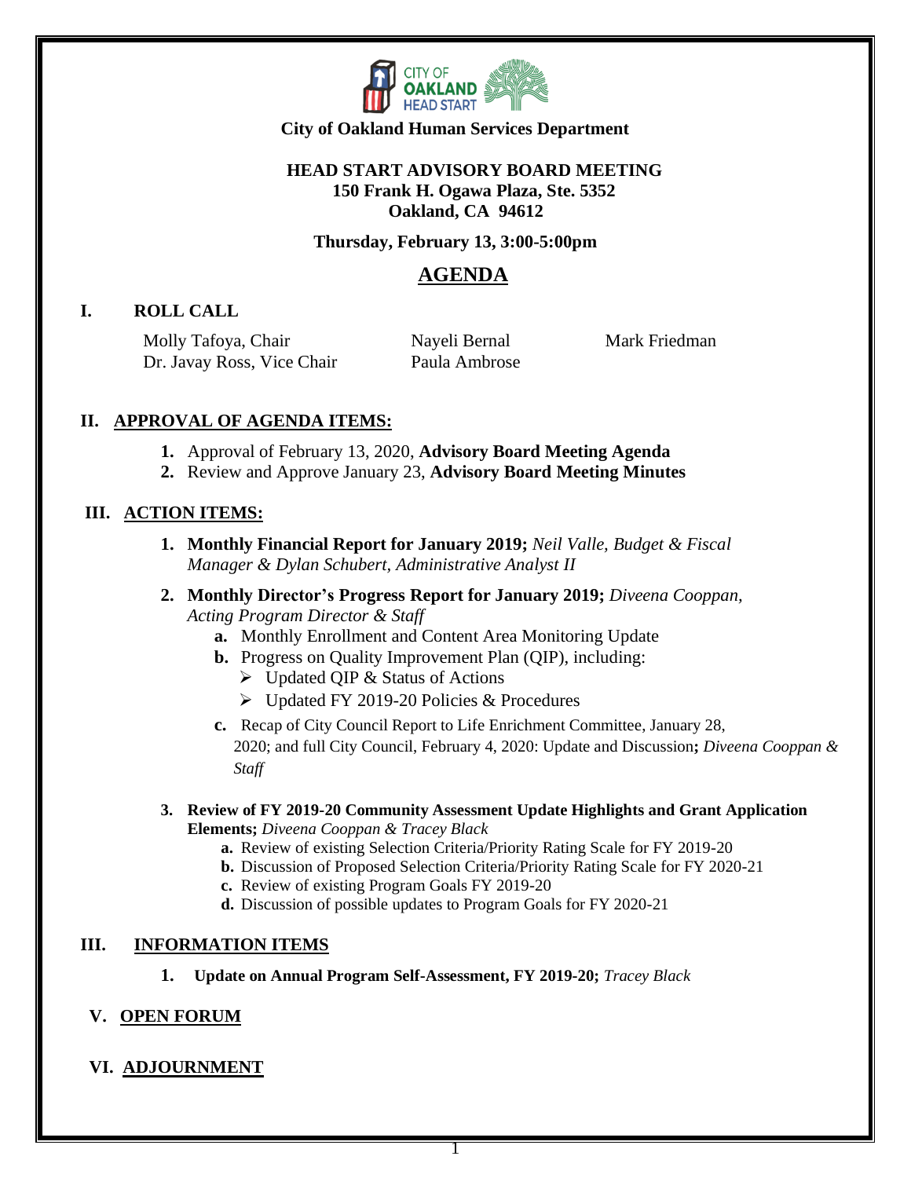**City of Oakland Human Services Department**

**HEAD START ADVISORY BOARD MEETING**
**150 Frank H. Ogawa Plaza, Ste. 5352**
**Oakland, CA 94612**

**Thursday, February 13, 3:00-5:00pm**

# AGENDA

## I. ROLL CALL

Molly Tafoya, Chair
Dr. Javay Ross, Vice Chair
Nayeli Bernal
Paula Ambrose
Mark Friedman

## II. APPROVAL OF AGENDA ITEMS:

1. Approval of February 13, 2020, **Advisory Board Meeting Agenda**
2. Review and Approve January 23, **Advisory Board Meeting Minutes**

## III. ACTION ITEMS:

1. **Monthly Financial Report for January 2019;** *Neil Valle, Budget & Fiscal Manager & Dylan Schubert, Administrative Analyst II*
2. **Monthly Director's Progress Report for January 2019;** *Diveena Cooppan, Acting Program Director & Staff*
   - **a.** Monthly Enrollment and Content Area Monitoring Update
   - **b.** Progress on Quality Improvement Plan (QIP), including:
     - Updated QIP & Status of Actions
     - Updated FY 2019-20 Policies & Procedures
   - **c.** Recap of City Council Report to Life Enrichment Committee, January 28, 2020; and full City Council, February 4, 2020: Update and Discussion**;** *Diveena Cooppan & Staff*
3. **Review of FY 2019-20 Community Assessment Update Highlights and Grant Application Elements;** *Diveena Cooppan & Tracey Black*
   - **a.** Review of existing Selection Criteria/Priority Rating Scale for FY 2019-20
   - **b.** Discussion of Proposed Selection Criteria/Priority Rating Scale for FY 2020-21
   - **c.** Review of existing Program Goals FY 2019-20
   - **d.** Discussion of possible updates to Program Goals for FY 2020-21

## III. INFORMATION ITEMS

1. **Update on Annual Program Self-Assessment, FY 2019-20;** *Tracey Black*

## V. OPEN FORUM

## VI. ADJOURNMENT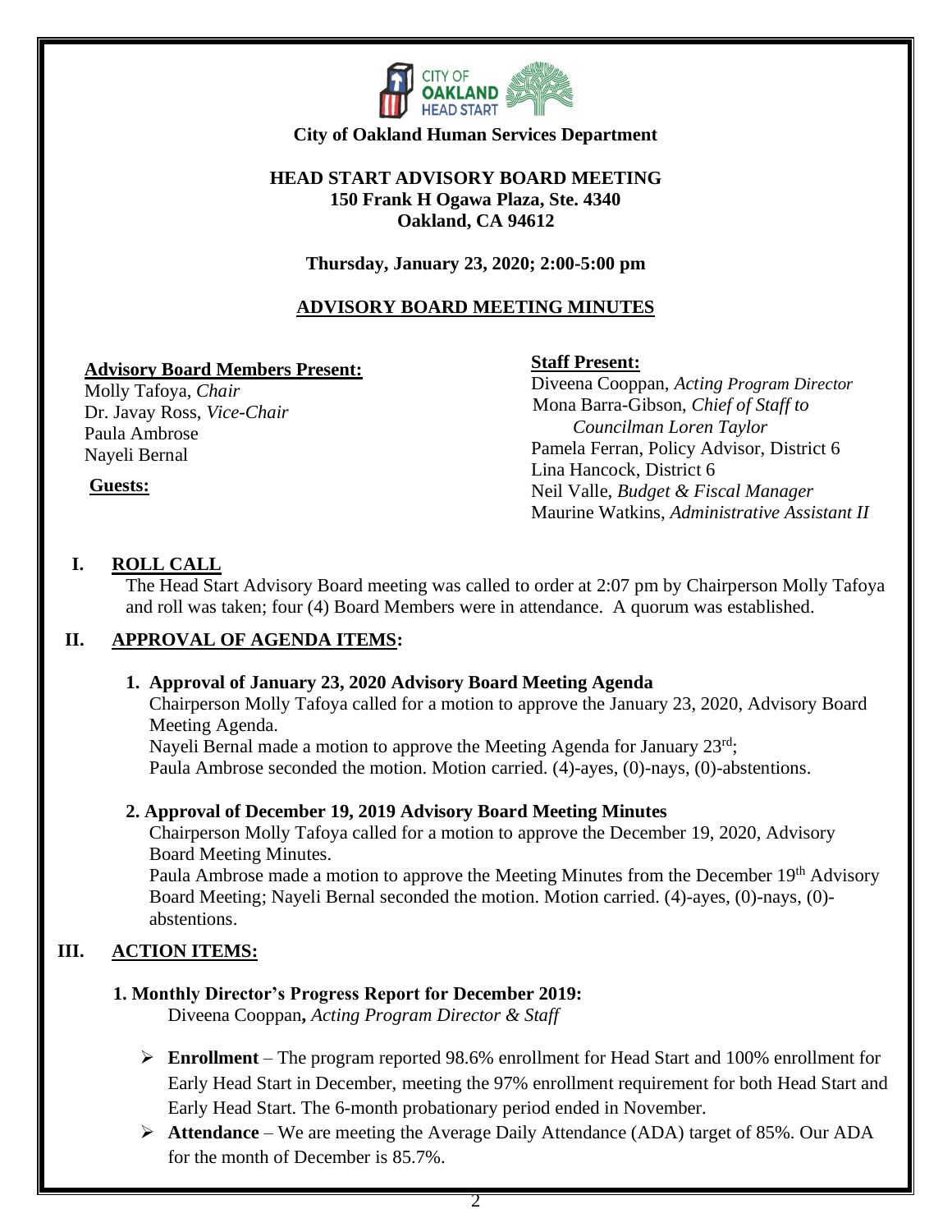**City of Oakland Human Services Department**

**HEAD START ADVISORY BOARD MEETING**
**150 Frank H Ogawa Plaza, Ste. 4340**
**Oakland, CA 94612**

**Thursday, January 23, 2020; 2:00-5:00 pm**

## ADVISORY BOARD MEETING MINUTES

**Advisory Board Members Present:**
Molly Tafoya, *Chair*
Dr. Javay Ross, *Vice-Chair*
Paula Ambrose
Nayeli Bernal

**Guests:**

**Staff Present:**
Diveena Cooppan, *Acting Program Director*
Mona Barra-Gibson, *Chief of Staff to Councilman Loren Taylor*
Pamela Ferran, Policy Advisor, District 6
Lina Hancock, District 6
Neil Valle, *Budget & Fiscal Manager*
Maurine Watkins, *Administrative Assistant II*

## I. ROLL CALL

The Head Start Advisory Board meeting was called to order at 2:07 pm by Chairperson Molly Tafoya and roll was taken; four (4) Board Members were in attendance. A quorum was established.

## II. APPROVAL OF AGENDA ITEMS:

**1. Approval of January 23, 2020 Advisory Board Meeting Agenda**

Chairperson Molly Tafoya called for a motion to approve the January 23, 2020, Advisory Board Meeting Agenda.
Nayeli Bernal made a motion to approve the Meeting Agenda for January 23rd;
Paula Ambrose seconded the motion. Motion carried. (4)-ayes, (0)-nays, (0)-abstentions.

**2. Approval of December 19, 2019 Advisory Board Meeting Minutes**

Chairperson Molly Tafoya called for a motion to approve the December 19, 2020, Advisory Board Meeting Minutes.
Paula Ambrose made a motion to approve the Meeting Minutes from the December 19th Advisory Board Meeting; Nayeli Bernal seconded the motion. Motion carried. (4)-ayes, (0)-nays, (0)-abstentions.

## III. ACTION ITEMS:

**1. Monthly Director's Progress Report for December 2019:**
Diveena Cooppan**,** *Acting Program Director & Staff*

- **Enrollment** – The program reported 98.6% enrollment for Head Start and 100% enrollment for Early Head Start in December, meeting the 97% enrollment requirement for both Head Start and Early Head Start. The 6-month probationary period ended in November.
- **Attendance** – We are meeting the Average Daily Attendance (ADA) target of 85%. Our ADA for the month of December is 85.7%.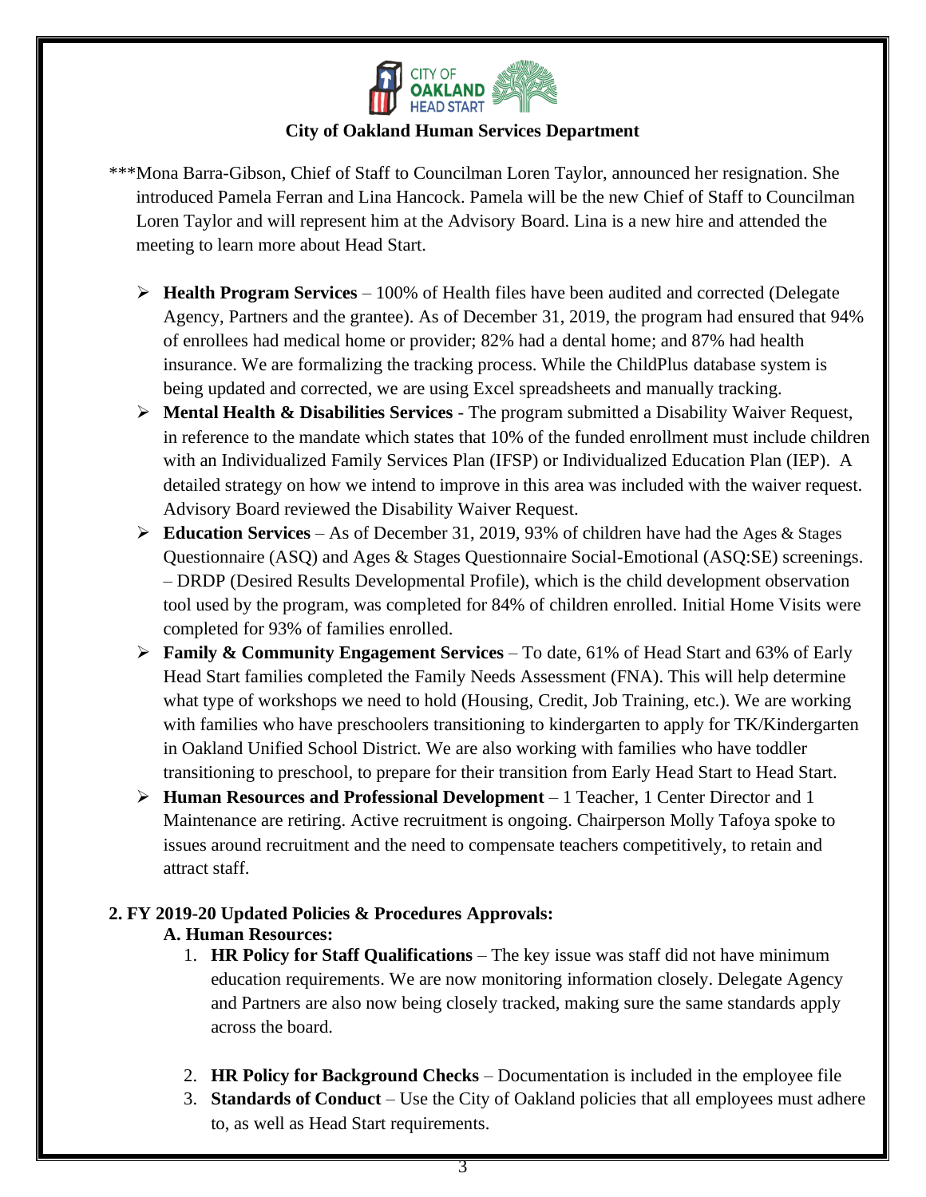**City of Oakland Human Services Department**

***Mona Barra-Gibson, Chief of Staff to Councilman Loren Taylor, announced her resignation. She introduced Pamela Ferran and Lina Hancock. Pamela will be the new Chief of Staff to Councilman Loren Taylor and will represent him at the Advisory Board. Lina is a new hire and attended the meeting to learn more about Head Start.

- **Health Program Services** – 100% of Health files have been audited and corrected (Delegate Agency, Partners and the grantee). As of December 31, 2019, the program had ensured that 94% of enrollees had medical home or provider; 82% had a dental home; and 87% had health insurance. We are formalizing the tracking process. While the ChildPlus database system is being updated and corrected, we are using Excel spreadsheets and manually tracking.
- **Mental Health & Disabilities Services** - The program submitted a Disability Waiver Request, in reference to the mandate which states that 10% of the funded enrollment must include children with an Individualized Family Services Plan (IFSP) or Individualized Education Plan (IEP). A detailed strategy on how we intend to improve in this area was included with the waiver request. Advisory Board reviewed the Disability Waiver Request.
- **Education Services** – As of December 31, 2019, 93% of children have had the Ages & Stages Questionnaire (ASQ) and Ages & Stages Questionnaire Social-Emotional (ASQ:SE) screenings. – DRDP (Desired Results Developmental Profile), which is the child development observation tool used by the program, was completed for 84% of children enrolled. Initial Home Visits were completed for 93% of families enrolled.
- **Family & Community Engagement Services** – To date, 61% of Head Start and 63% of Early Head Start families completed the Family Needs Assessment (FNA). This will help determine what type of workshops we need to hold (Housing, Credit, Job Training, etc.). We are working with families who have preschoolers transitioning to kindergarten to apply for TK/Kindergarten in Oakland Unified School District. We are also working with families who have toddler transitioning to preschool, to prepare for their transition from Early Head Start to Head Start.
- **Human Resources and Professional Development** – 1 Teacher, 1 Center Director and 1 Maintenance are retiring. Active recruitment is ongoing. Chairperson Molly Tafoya spoke to issues around recruitment and the need to compensate teachers competitively, to retain and attract staff.

**2. FY 2019-20 Updated Policies & Procedures Approvals:**

**A. Human Resources:**

1. **HR Policy for Staff Qualifications** – The key issue was staff did not have minimum education requirements. We are now monitoring information closely. Delegate Agency and Partners are also now being closely tracked, making sure the same standards apply across the board.

2. **HR Policy for Background Checks** – Documentation is included in the employee file
3. **Standards of Conduct** – Use the City of Oakland policies that all employees must adhere to, as well as Head Start requirements.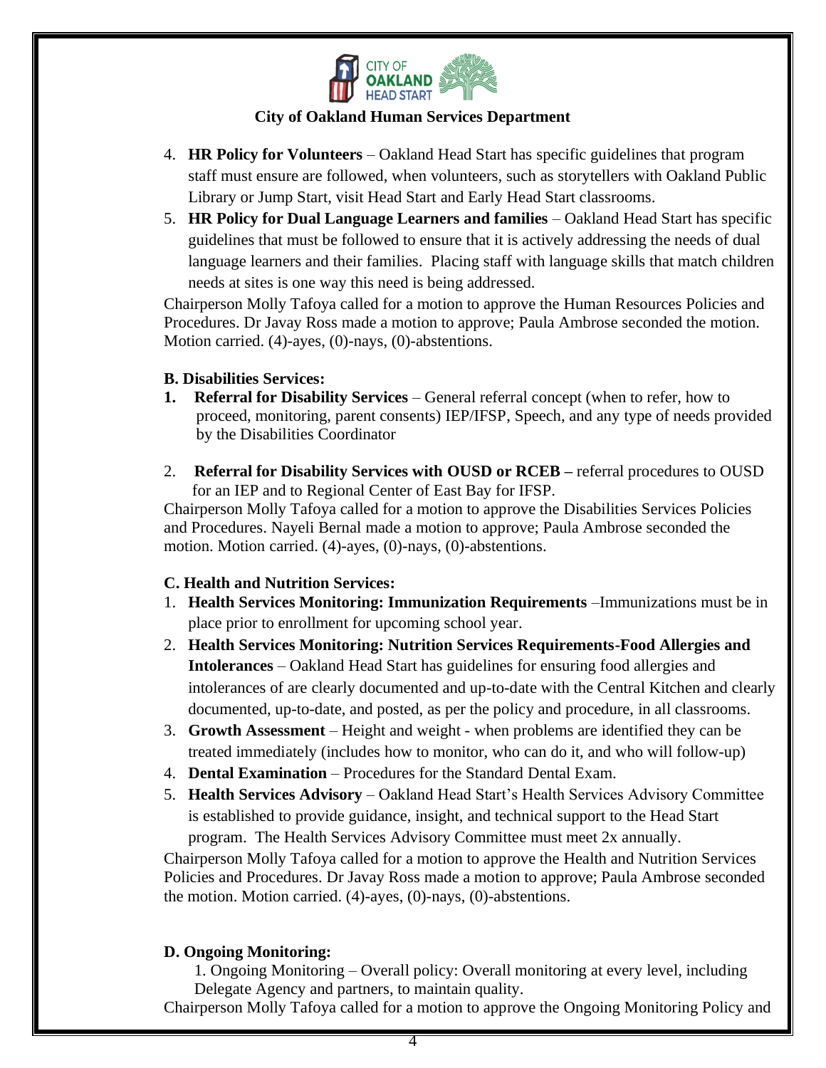4. **HR Policy for Volunteers** – Oakland Head Start has specific guidelines that program staff must ensure are followed, when volunteers, such as storytellers with Oakland Public Library or Jump Start, visit Head Start and Early Head Start classrooms.
5. **HR Policy for Dual Language Learners and families** – Oakland Head Start has specific guidelines that must be followed to ensure that it is actively addressing the needs of dual language learners and their families. Placing staff with language skills that match children needs at sites is one way this need is being addressed.

Chairperson Molly Tafoya called for a motion to approve the Human Resources Policies and Procedures. Dr Javay Ross made a motion to approve; Paula Ambrose seconded the motion. Motion carried. (4)-ayes, (0)-nays, (0)-abstentions.

**B. Disabilities Services:**

1. **Referral for Disability Services** – General referral concept (when to refer, how to proceed, monitoring, parent consents) IEP/IFSP, Speech, and any type of needs provided by the Disabilities Coordinator
2. **Referral for Disability Services with OUSD or RCEB –** referral procedures to OUSD for an IEP and to Regional Center of East Bay for IFSP.

Chairperson Molly Tafoya called for a motion to approve the Disabilities Services Policies and Procedures. Nayeli Bernal made a motion to approve; Paula Ambrose seconded the motion. Motion carried. (4)-ayes, (0)-nays, (0)-abstentions.

**C. Health and Nutrition Services:**

1. **Health Services Monitoring: Immunization Requirements** –Immunizations must be in place prior to enrollment for upcoming school year.
2. **Health Services Monitoring: Nutrition Services Requirements-Food Allergies and Intolerances** – Oakland Head Start has guidelines for ensuring food allergies and intolerances of are clearly documented and up-to-date with the Central Kitchen and clearly documented, up-to-date, and posted, as per the policy and procedure, in all classrooms.
3. **Growth Assessment** – Height and weight - when problems are identified they can be treated immediately (includes how to monitor, who can do it, and who will follow-up)
4. **Dental Examination** – Procedures for the Standard Dental Exam.
5. **Health Services Advisory** – Oakland Head Start's Health Services Advisory Committee is established to provide guidance, insight, and technical support to the Head Start program. The Health Services Advisory Committee must meet 2x annually.

Chairperson Molly Tafoya called for a motion to approve the Health and Nutrition Services Policies and Procedures. Dr Javay Ross made a motion to approve; Paula Ambrose seconded the motion. Motion carried. (4)-ayes, (0)-nays, (0)-abstentions.

**D. Ongoing Monitoring:**

1. Ongoing Monitoring – Overall policy: Overall monitoring at every level, including Delegate Agency and partners, to maintain quality.

Chairperson Molly Tafoya called for a motion to approve the Ongoing Monitoring Policy and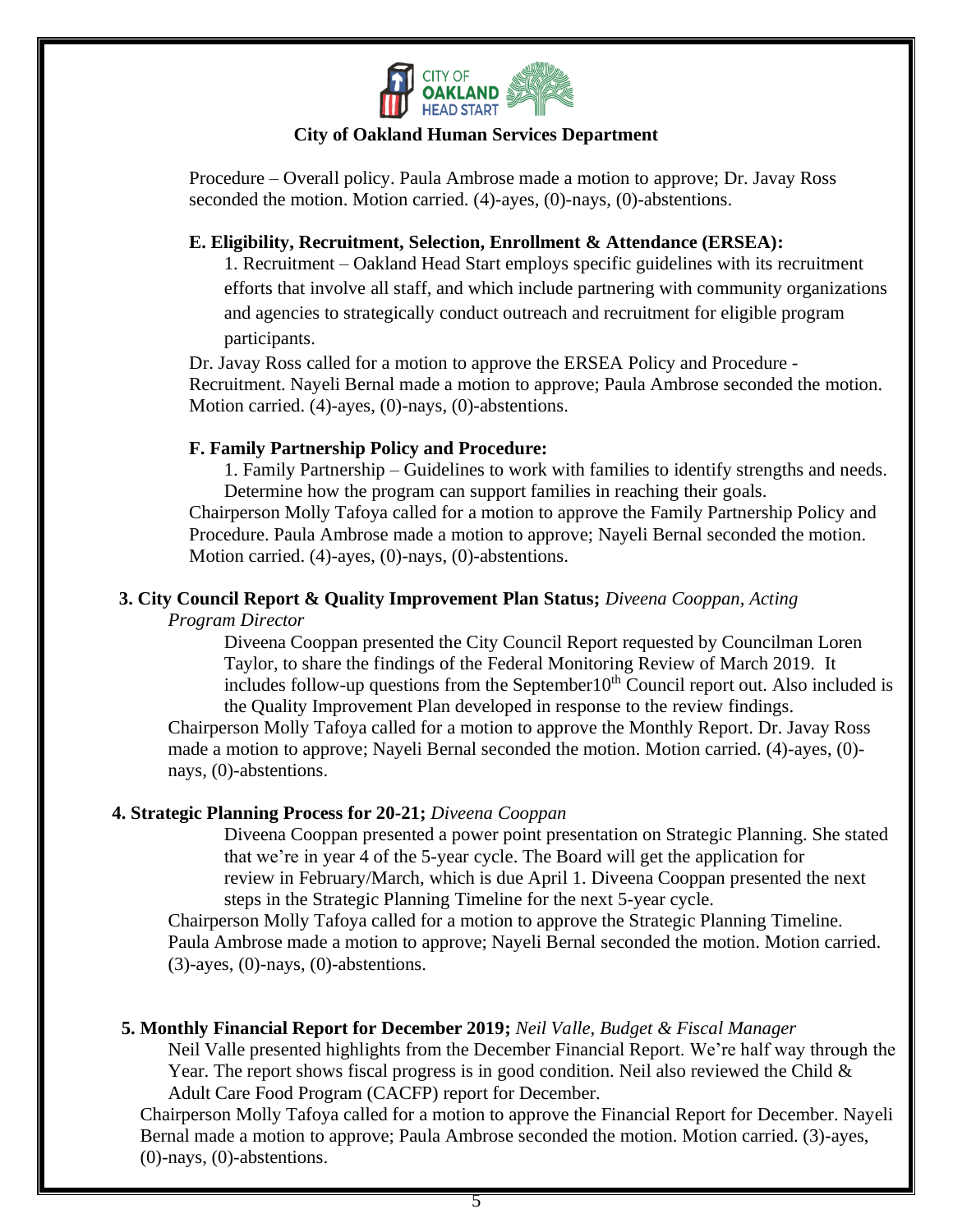**City of Oakland Human Services Department**

Procedure – Overall policy. Paula Ambrose made a motion to approve; Dr. Javay Ross seconded the motion. Motion carried. (4)-ayes, (0)-nays, (0)-abstentions.

**E. Eligibility, Recruitment, Selection, Enrollment & Attendance (ERSEA):**

1. Recruitment – Oakland Head Start employs specific guidelines with its recruitment efforts that involve all staff, and which include partnering with community organizations and agencies to strategically conduct outreach and recruitment for eligible program participants.

Dr. Javay Ross called for a motion to approve the ERSEA Policy and Procedure - Recruitment. Nayeli Bernal made a motion to approve; Paula Ambrose seconded the motion. Motion carried. (4)-ayes, (0)-nays, (0)-abstentions.

**F. Family Partnership Policy and Procedure:**

1. Family Partnership – Guidelines to work with families to identify strengths and needs. Determine how the program can support families in reaching their goals.

Chairperson Molly Tafoya called for a motion to approve the Family Partnership Policy and Procedure. Paula Ambrose made a motion to approve; Nayeli Bernal seconded the motion. Motion carried. (4)-ayes, (0)-nays, (0)-abstentions.

**3. City Council Report & Quality Improvement Plan Status;** *Diveena Cooppan, Acting Program Director*

Diveena Cooppan presented the City Council Report requested by Councilman Loren Taylor, to share the findings of the Federal Monitoring Review of March 2019. It includes follow-up questions from the September10th Council report out. Also included is the Quality Improvement Plan developed in response to the review findings.

Chairperson Molly Tafoya called for a motion to approve the Monthly Report. Dr. Javay Ross made a motion to approve; Nayeli Bernal seconded the motion. Motion carried. (4)-ayes, (0)-nays, (0)-abstentions.

**4. Strategic Planning Process for 20-21;** *Diveena Cooppan*

Diveena Cooppan presented a power point presentation on Strategic Planning. She stated that we're in year 4 of the 5-year cycle. The Board will get the application for review in February/March, which is due April 1. Diveena Cooppan presented the next steps in the Strategic Planning Timeline for the next 5-year cycle.

Chairperson Molly Tafoya called for a motion to approve the Strategic Planning Timeline. Paula Ambrose made a motion to approve; Nayeli Bernal seconded the motion. Motion carried. (3)-ayes, (0)-nays, (0)-abstentions.

**5. Monthly Financial Report for December 2019;** *Neil Valle, Budget & Fiscal Manager*

Neil Valle presented highlights from the December Financial Report. We're half way through the Year. The report shows fiscal progress is in good condition. Neil also reviewed the Child & Adult Care Food Program (CACFP) report for December.

Chairperson Molly Tafoya called for a motion to approve the Financial Report for December. Nayeli Bernal made a motion to approve; Paula Ambrose seconded the motion. Motion carried. (3)-ayes, (0)-nays, (0)-abstentions.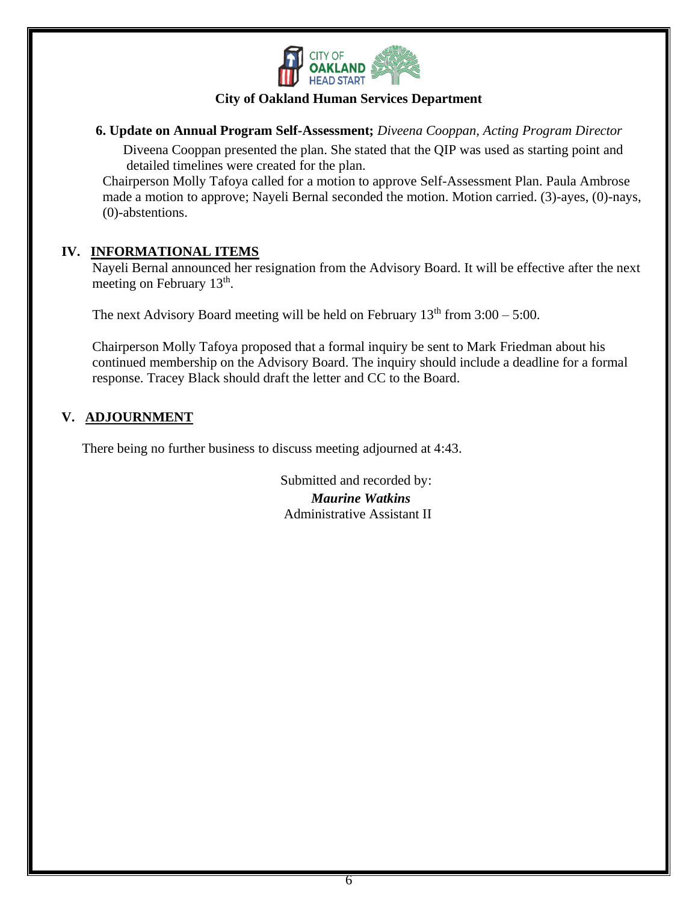City of Oakland Human Services Department

**6. Update on Annual Program Self-Assessment;** *Diveena Cooppan, Acting Program Director*

Diveena Cooppan presented the plan. She stated that the QIP was used as starting point and detailed timelines were created for the plan.

Chairperson Molly Tafoya called for a motion to approve Self-Assessment Plan. Paula Ambrose made a motion to approve; Nayeli Bernal seconded the motion. Motion carried. (3)-ayes, (0)-nays, (0)-abstentions.

## IV. INFORMATIONAL ITEMS

Nayeli Bernal announced her resignation from the Advisory Board. It will be effective after the next meeting on February 13th.

The next Advisory Board meeting will be held on February 13th from 3:00 – 5:00.

Chairperson Molly Tafoya proposed that a formal inquiry be sent to Mark Friedman about his continued membership on the Advisory Board. The inquiry should include a deadline for a formal response. Tracey Black should draft the letter and CC to the Board.

## V. ADJOURNMENT

There being no further business to discuss meeting adjourned at 4:43.

Submitted and recorded by:
***Maurine Watkins***
Administrative Assistant II